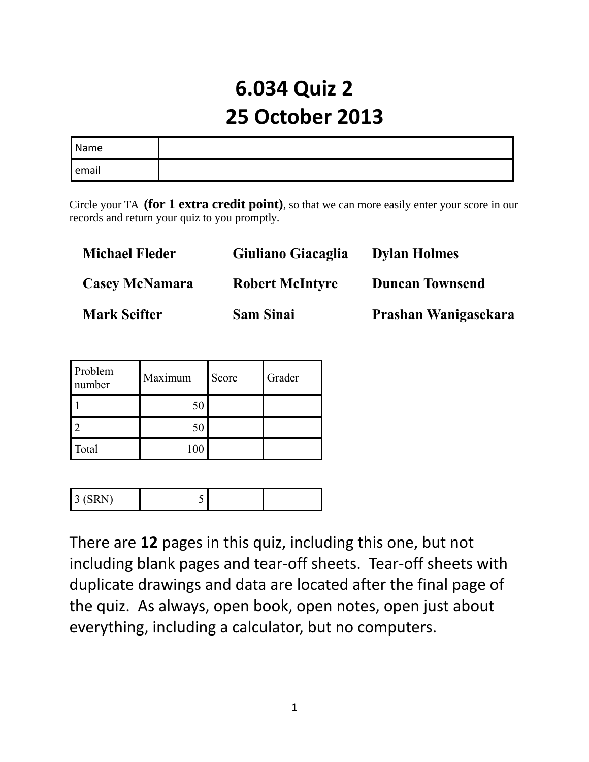# 6.034 Quiz 2
# 25 October 2013

| Name | |
|---|---|
| email | |

Circle your TA **(for 1 extra credit point)**, so that we can more easily enter your score in our records and return your quiz to you promptly.

| | | |
|---|---|---|
| **Michael Fleder** | **Giuliano Giacaglia** | **Dylan Holmes** |
| **Casey McNamara** | **Robert McIntyre** | **Duncan Townsend** |
| **Mark Seifter** | **Sam Sinai** | **Prashan Wanigasekara** |

| Problem number | Maximum | Score | Grader |
|---|---|---|---|
| 1 | 50 | | |
| 2 | 50 | | |
| Total | 100 | | |

| | | | |
|---|---|---|---|
| 3 (SRN) | 5 | | |

There are **12** pages in this quiz, including this one, but not including blank pages and tear-off sheets. Tear-off sheets with duplicate drawings and data are located after the final page of the quiz. As always, open book, open notes, open just about everything, including a calculator, but no computers.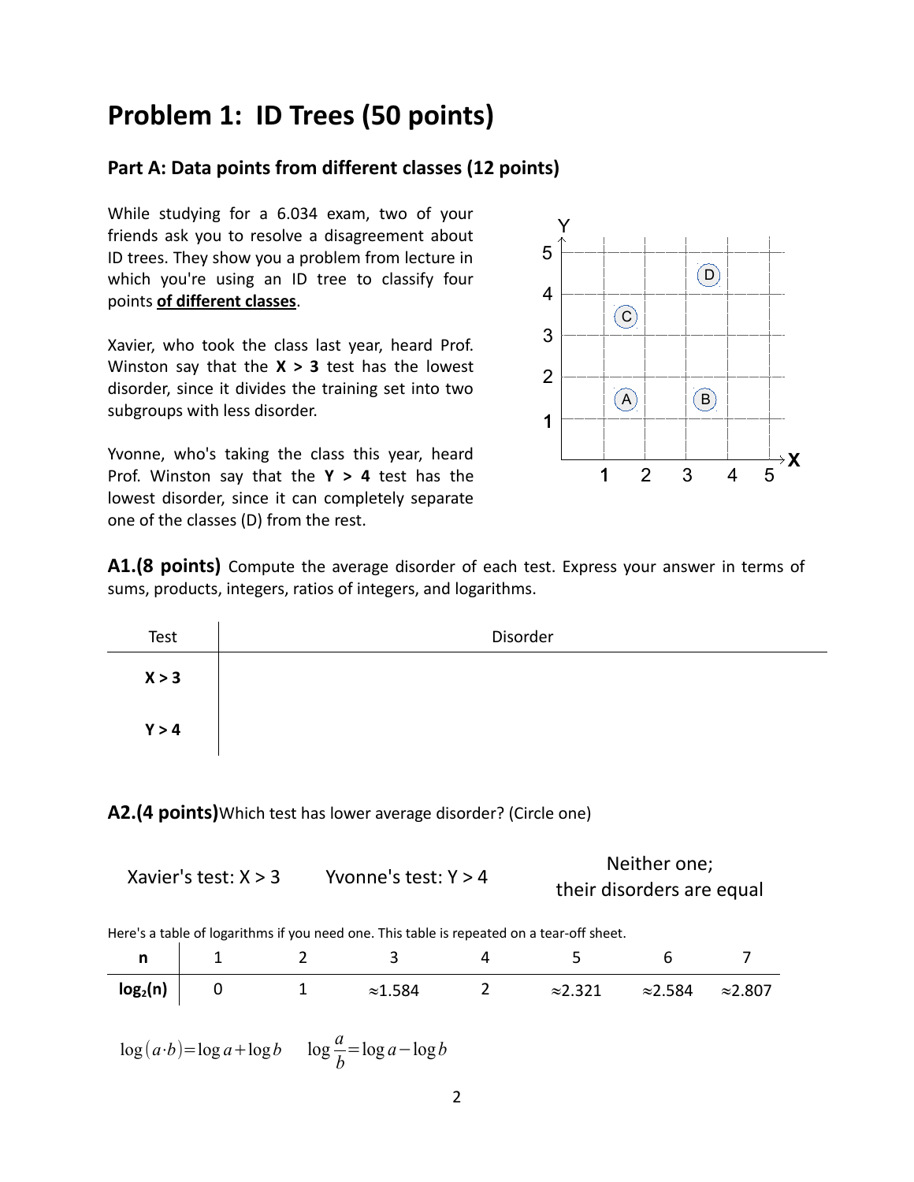# Problem 1: ID Trees (50 points)

## Part A: Data points from different classes (12 points)

While studying for a 6.034 exam, two of your friends ask you to resolve a disagreement about ID trees. They show you a problem from lecture in which you're using an ID tree to classify four points **of different classes**.

Xavier, who took the class last year, heard Prof. Winston say that the **X > 3** test has the lowest disorder, since it divides the training set into two subgroups with less disorder.

Yvonne, who's taking the class this year, heard Prof. Winston say that the **Y > 4** test has the lowest disorder, since it can completely separate one of the classes (D) from the rest.

**A1.(8 points)** Compute the average disorder of each test. Express your answer in terms of sums, products, integers, ratios of integers, and logarithms.

| Test | Disorder |
|---|---|
| **X > 3** | |
| **Y > 4** | |

**A2.(4 points)** Which test has lower average disorder? (Circle one)

Xavier's test: X > 3 Yvonne's test: Y > 4 Neither one; their disorders are equal

Here's a table of logarithms if you need one. This table is repeated on a tear-off sheet.

| n | 1 | 2 | 3 | 4 | 5 | 6 | 7 |
|---|---|---|---|---|---|---|---|
| $\log_2(n)$ | 0 | 1 | ≈1.584 | 2 | ≈2.321 | ≈2.584 | ≈2.807 |

$$\log(a \cdot b) = \log a + \log b \qquad \log \frac{a}{b} = \log a - \log b$$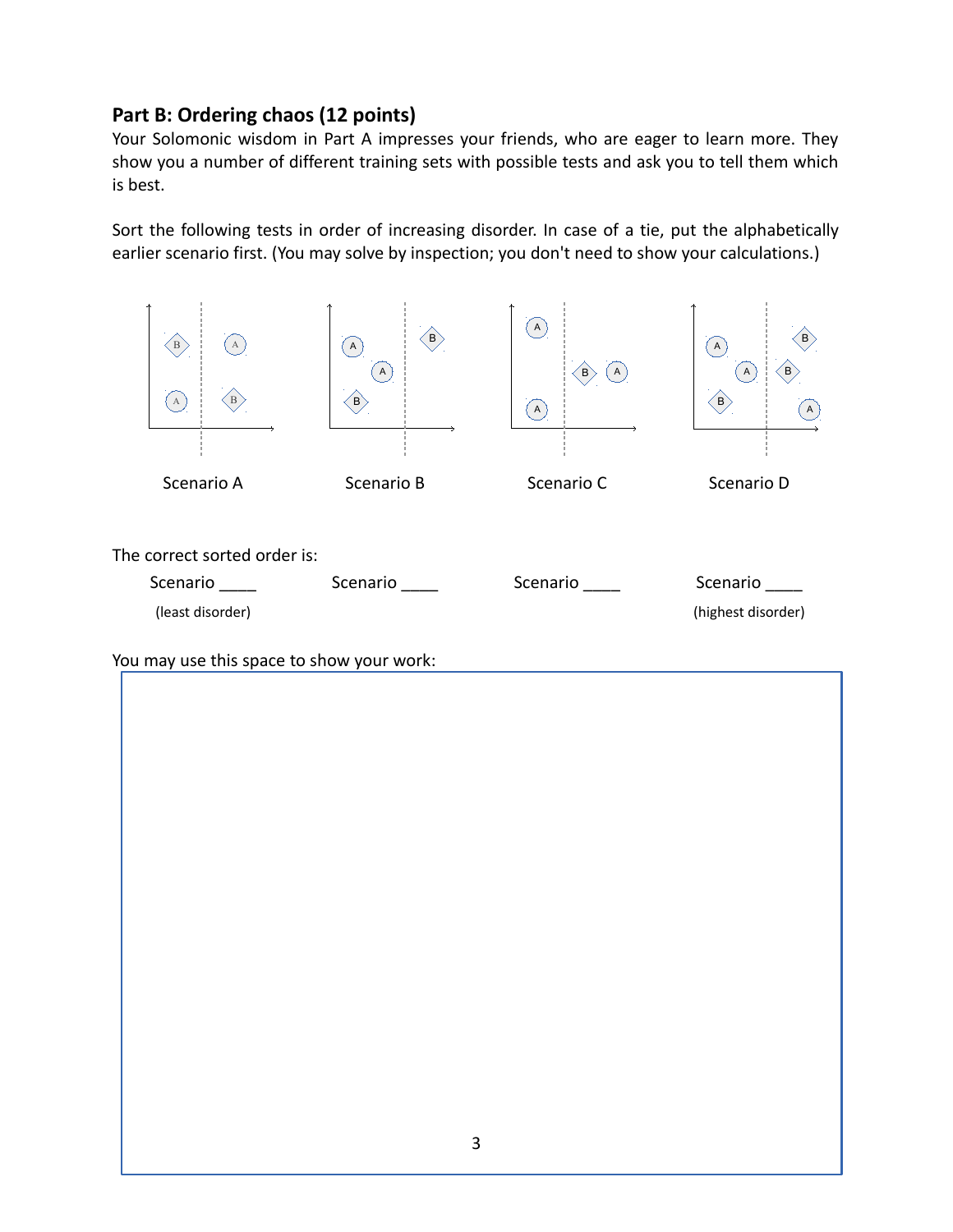## Part B: Ordering chaos (12 points)

Your Solomonic wisdom in Part A impresses your friends, who are eager to learn more. They show you a number of different training sets with possible tests and ask you to tell them which is best.

Sort the following tests in order of increasing disorder. In case of a tie, put the alphabetically earlier scenario first. (You may solve by inspection; you don't need to show your calculations.)

Scenario A    Scenario B    Scenario C    Scenario D

The correct sorted order is:

| Scenario ____ | Scenario ____ | Scenario ____ | Scenario ____ |
|---|---|---|---|
| (least disorder) | | | (highest disorder) |

You may use this space to show your work: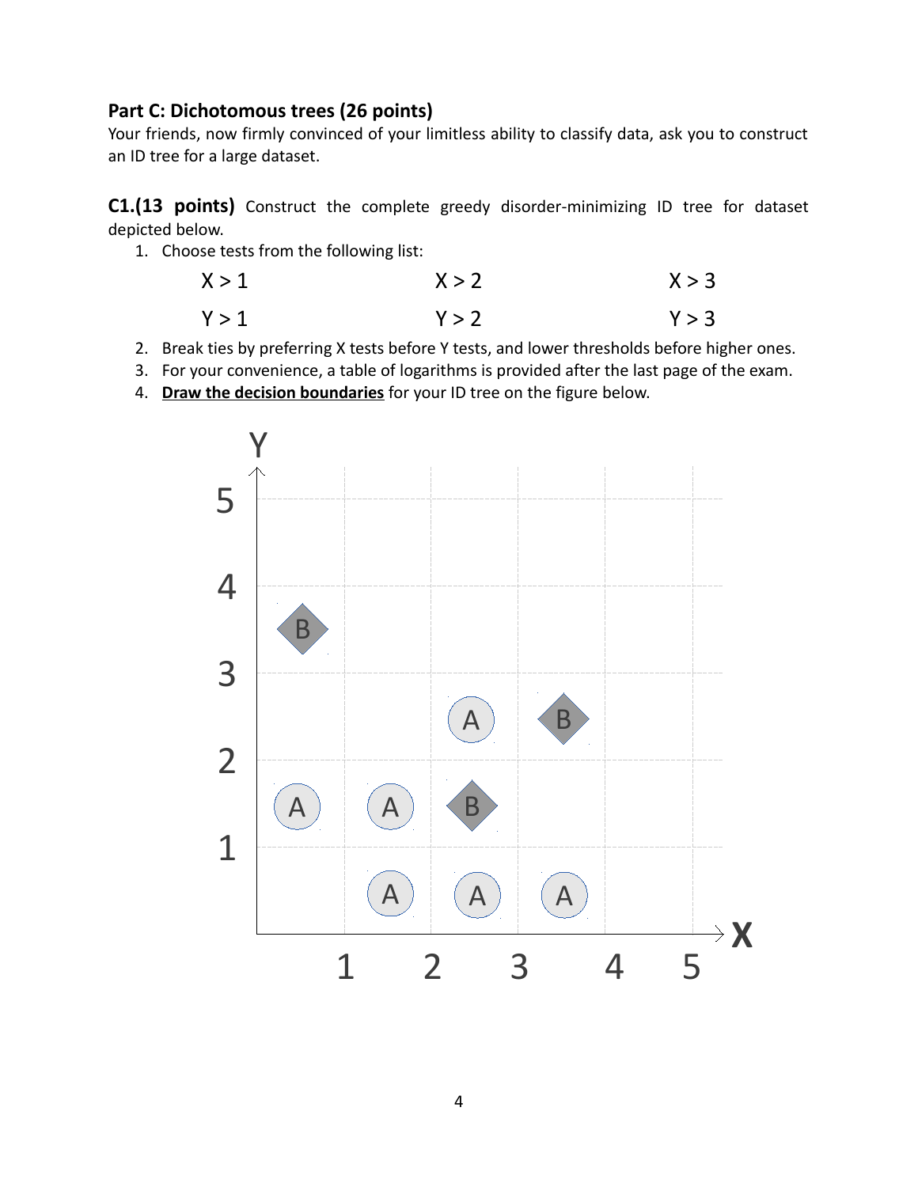## Part C: Dichotomous trees (26 points)

Your friends, now firmly convinced of your limitless ability to classify data, ask you to construct an ID tree for a large dataset.

**C1.(13 points)** Construct the complete greedy disorder-minimizing ID tree for dataset depicted below.

1. Choose tests from the following list:

| | | |
|---|---|---|
| X > 1 | X > 2 | X > 3 |
| Y > 1 | Y > 2 | Y > 3 |

2. Break ties by preferring X tests before Y tests, and lower thresholds before higher ones.
3. For your convenience, a table of logarithms is provided after the last page of the exam.
4. **Draw the decision boundaries** for your ID tree on the figure below.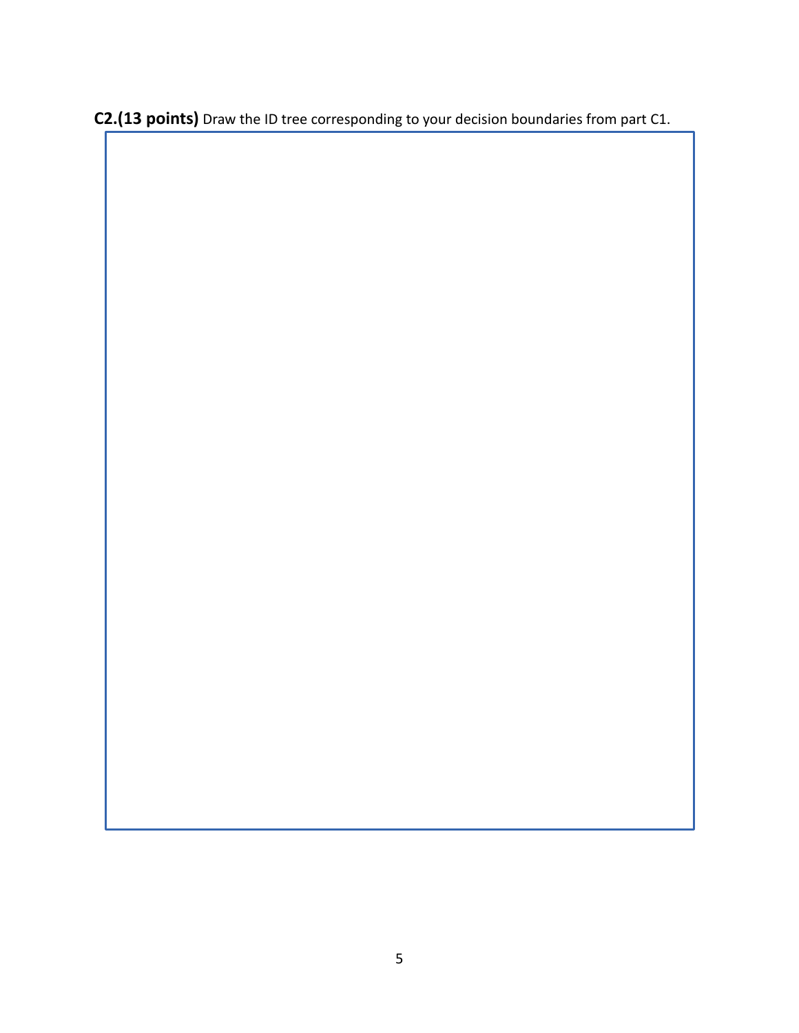**C2.(13 points)** Draw the ID tree corresponding to your decision boundaries from part C1.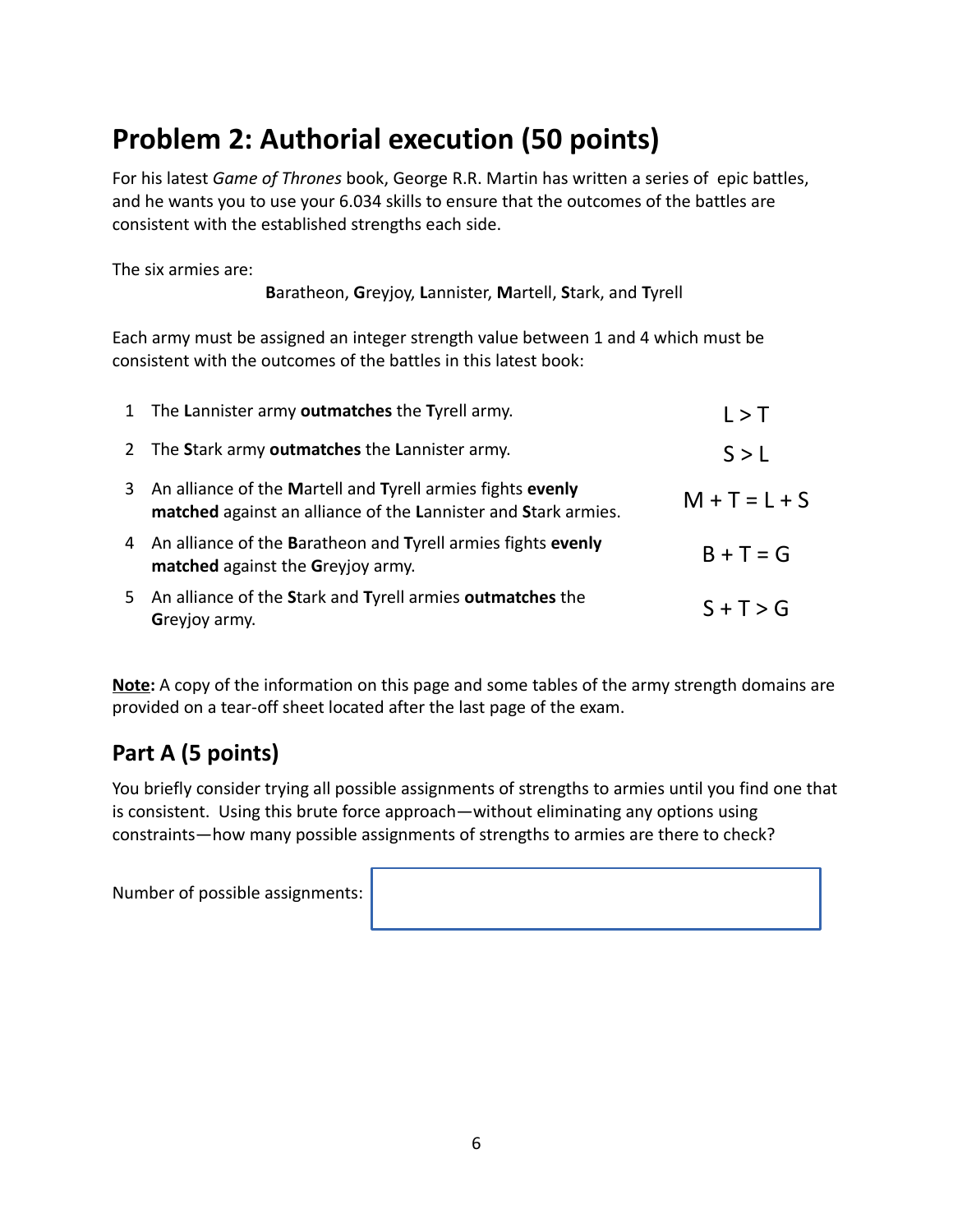## Problem 2: Authorial execution (50 points)

For his latest *Game of Thrones* book, George R.R. Martin has written a series of epic battles, and he wants you to use your 6.034 skills to ensure that the outcomes of the battles are consistent with the established strengths each side.

The six armies are:

**B**aratheon, **G**reyjoy, **L**annister, **M**artell, **S**tark, and **T**yrell

Each army must be assigned an integer strength value between 1 and 4 which must be consistent with the outcomes of the battles in this latest book:

| | | |
|---|---|---|
| 1 | The **L**annister army **outmatches** the **T**yrell army. | $L > T$ |
| 2 | The **S**tark army **outmatches** the **L**annister army. | $S > L$ |
| 3 | An alliance of the **M**artell and **T**yrell armies fights **evenly matched** against an alliance of the **L**annister and **S**tark armies. | $M + T = L + S$ |
| 4 | An alliance of the **B**aratheon and **T**yrell armies fights **evenly matched** against the **G**reyjoy army. | $B + T = G$ |
| 5 | An alliance of the **S**tark and **T**yrell armies **outmatches** the **G**reyjoy army. | $S + T > G$ |

**Note:** A copy of the information on this page and some tables of the army strength domains are provided on a tear-off sheet located after the last page of the exam.

### Part A (5 points)

You briefly consider trying all possible assignments of strengths to armies until you find one that is consistent. Using this brute force approach—without eliminating any options using constraints—how many possible assignments of strengths to armies are there to check?

Number of possible assignments: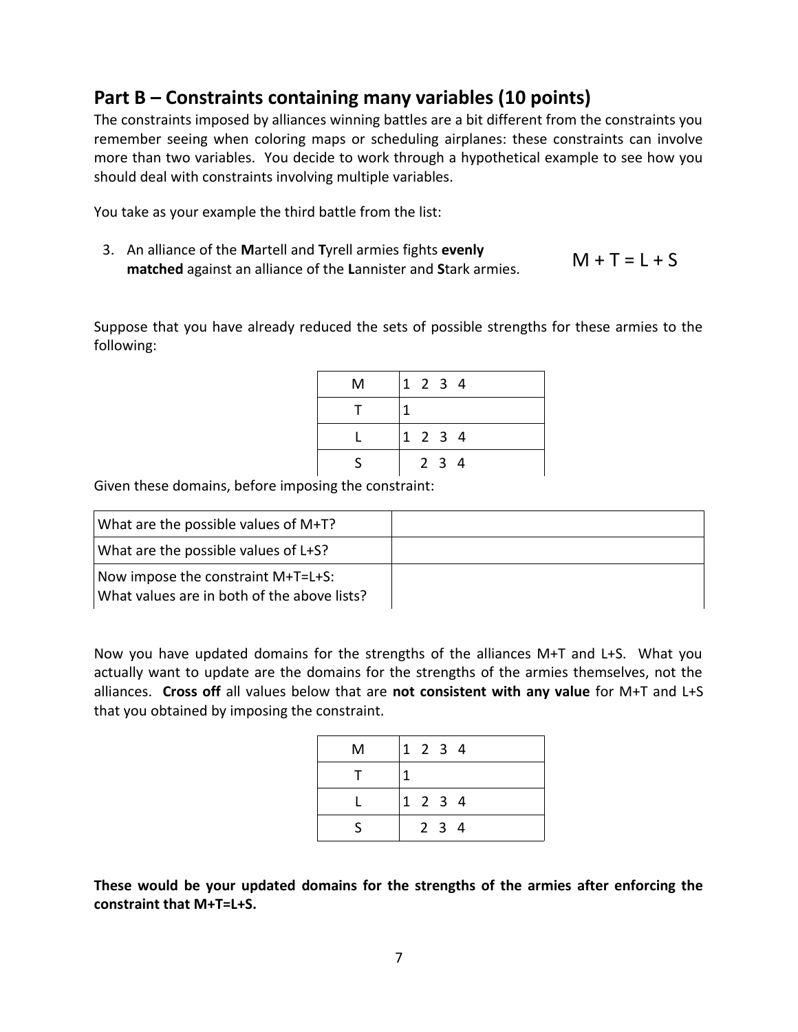## Part B – Constraints containing many variables (10 points)

The constraints imposed by alliances winning battles are a bit different from the constraints you remember seeing when coloring maps or scheduling airplanes: these constraints can involve more than two variables. You decide to work through a hypothetical example to see how you should deal with constraints involving multiple variables.

You take as your example the third battle from the list:

3. An alliance of the **M**artell and **T**yrell armies fights **evenly matched** against an alliance of the **L**annister and **S**tark armies. $M + T = L + S$

Suppose that you have already reduced the sets of possible strengths for these armies to the following:

| M | 1 2 3 4 |
|---|---|
| T | 1 |
| L | 1 2 3 4 |
| S | 2 3 4 |

Given these domains, before imposing the constraint:

| What are the possible values of M+T? | |
|---|---|
| What are the possible values of L+S? | |
| Now impose the constraint M+T=L+S: What values are in both of the above lists? | |

Now you have updated domains for the strengths of the alliances M+T and L+S. What you actually want to update are the domains for the strengths of the armies themselves, not the alliances. **Cross off** all values below that are **not consistent with any value** for M+T and L+S that you obtained by imposing the constraint.

| M | 1 2 3 4 |
|---|---|
| T | 1 |
| L | 1 2 3 4 |
| S | 2 3 4 |

**These would be your updated domains for the strengths of the armies after enforcing the constraint that M+T=L+S.**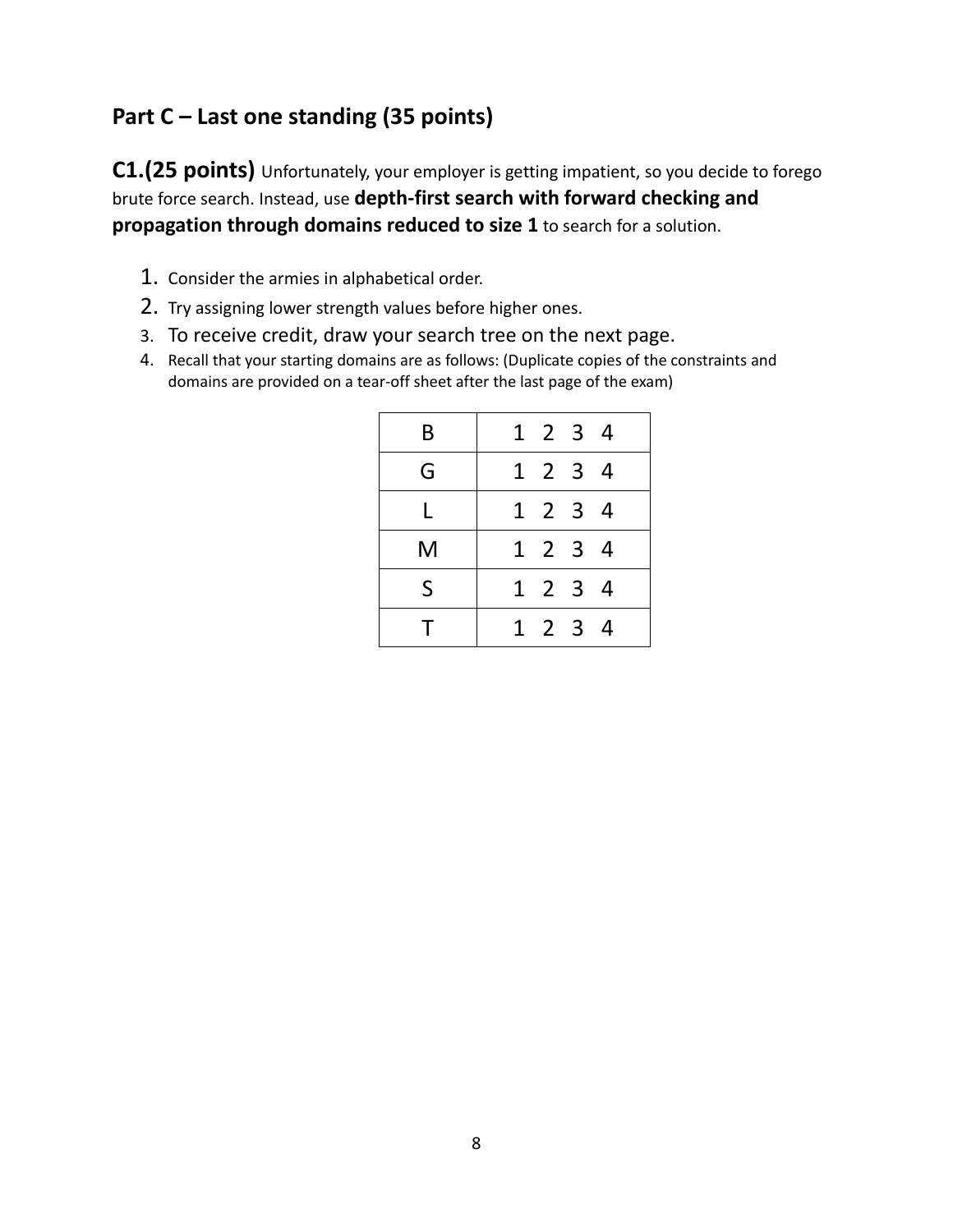## Part C – Last one standing (35 points)

**C1.(25 points)** Unfortunately, your employer is getting impatient, so you decide to forego brute force search. Instead, use **depth-first search with forward checking and propagation through domains reduced to size 1** to search for a solution.

1. Consider the armies in alphabetical order.
2. Try assigning lower strength values before higher ones.
3. To receive credit, draw your search tree on the next page.
4. Recall that your starting domains are as follows: (Duplicate copies of the constraints and domains are provided on a tear-off sheet after the last page of the exam)

| | |
|---|---|
| B | 1 2 3 4 |
| G | 1 2 3 4 |
| L | 1 2 3 4 |
| M | 1 2 3 4 |
| S | 1 2 3 4 |
| T | 1 2 3 4 |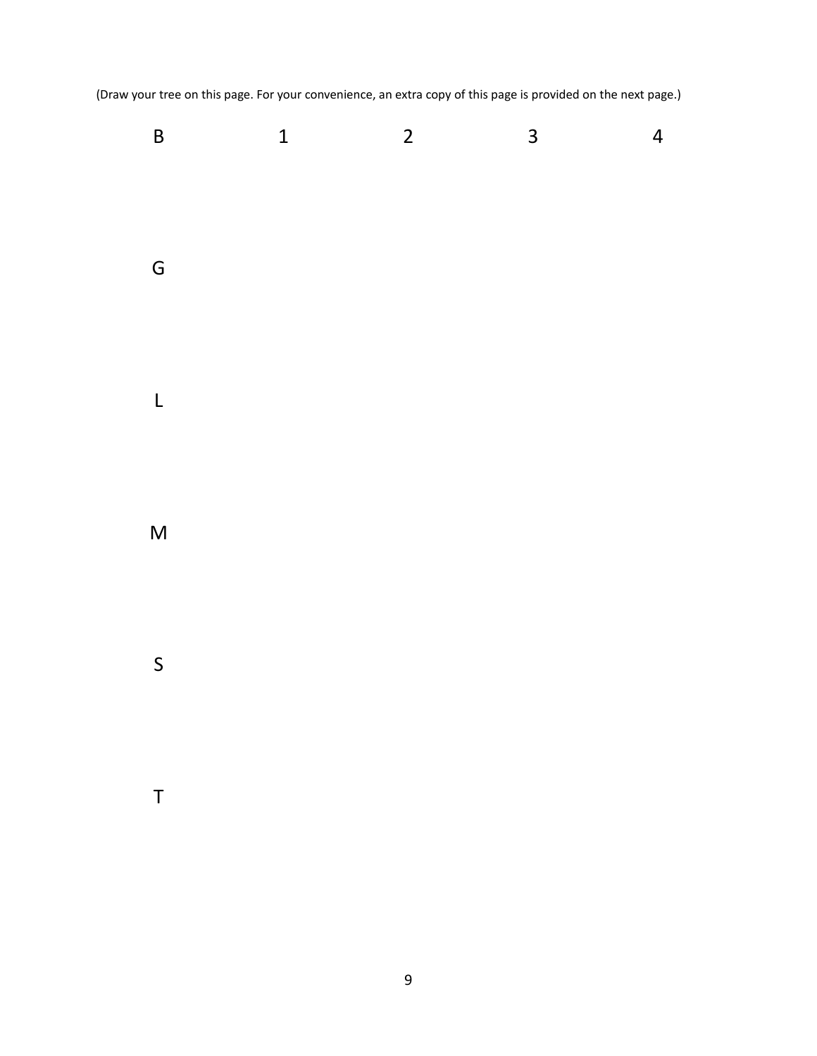(Draw your tree on this page. For your convenience, an extra copy of this page is provided on the next page.)

B 1 2 3 4

G

L

M

S

T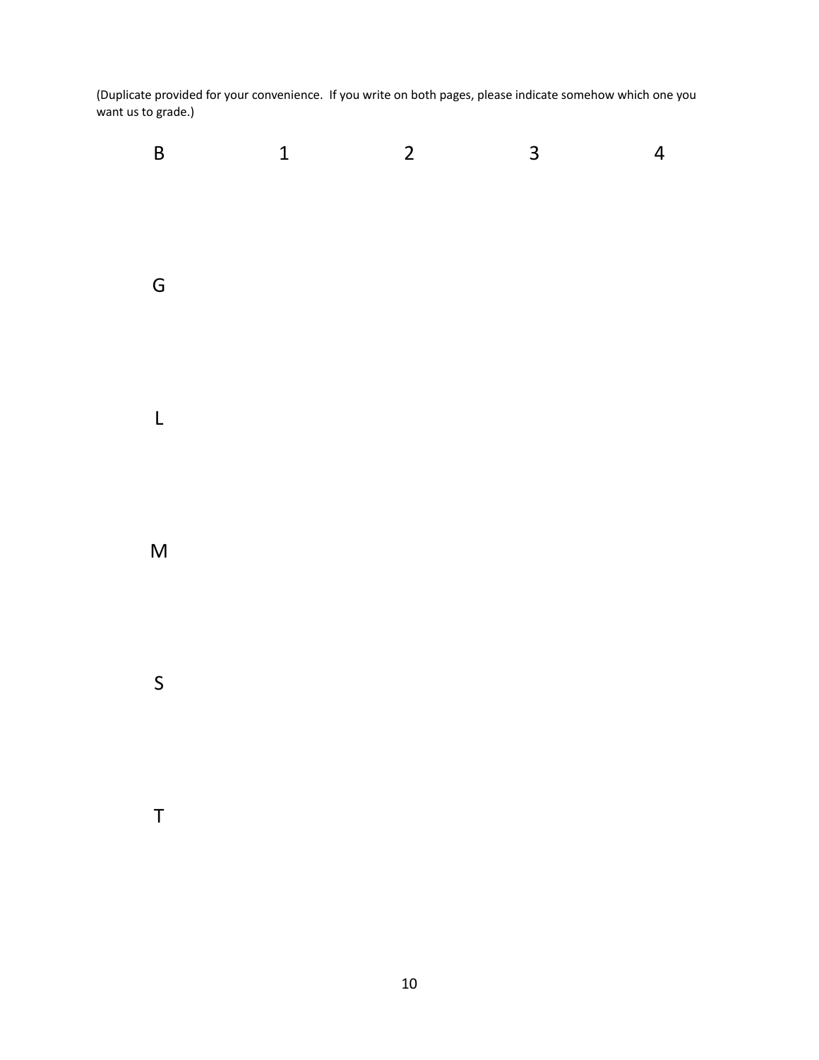(Duplicate provided for your convenience. If you write on both pages, please indicate somehow which one you want us to grade.)

| B | 1 | 2 | 3 | 4 |
|---|---|---|---|---|
| G | | | | |
| L | | | | |
| M | | | | |
| S | | | | |
| T | | | | |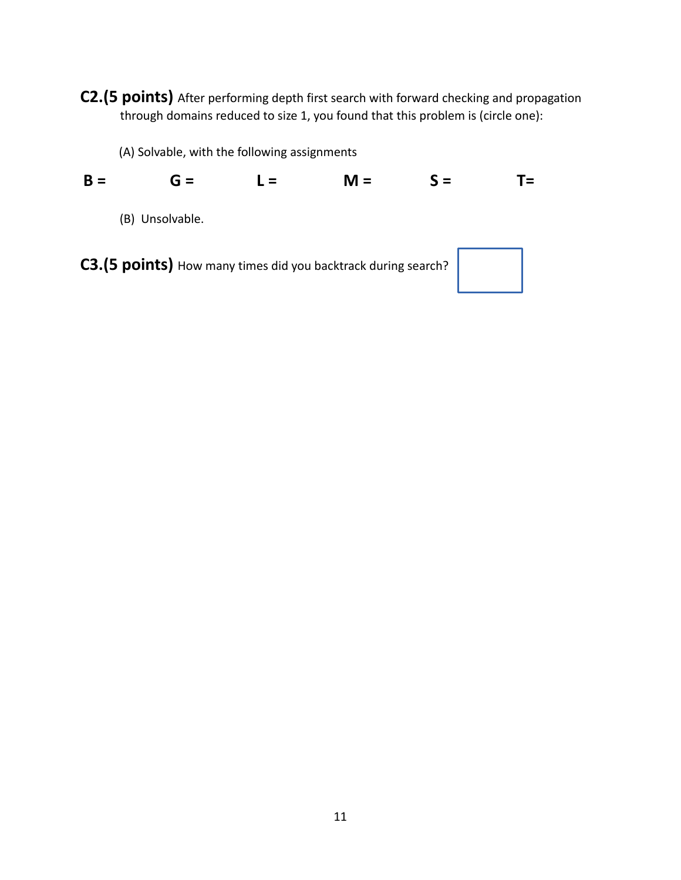**C2.(5 points)** After performing depth first search with forward checking and propagation through domains reduced to size 1, you found that this problem is (circle one):

(A) Solvable, with the following assignments

**B =** **G =** **L =** **M =** **S =** **T=**

(B) Unsolvable.

**C3.(5 points)** How many times did you backtrack during search?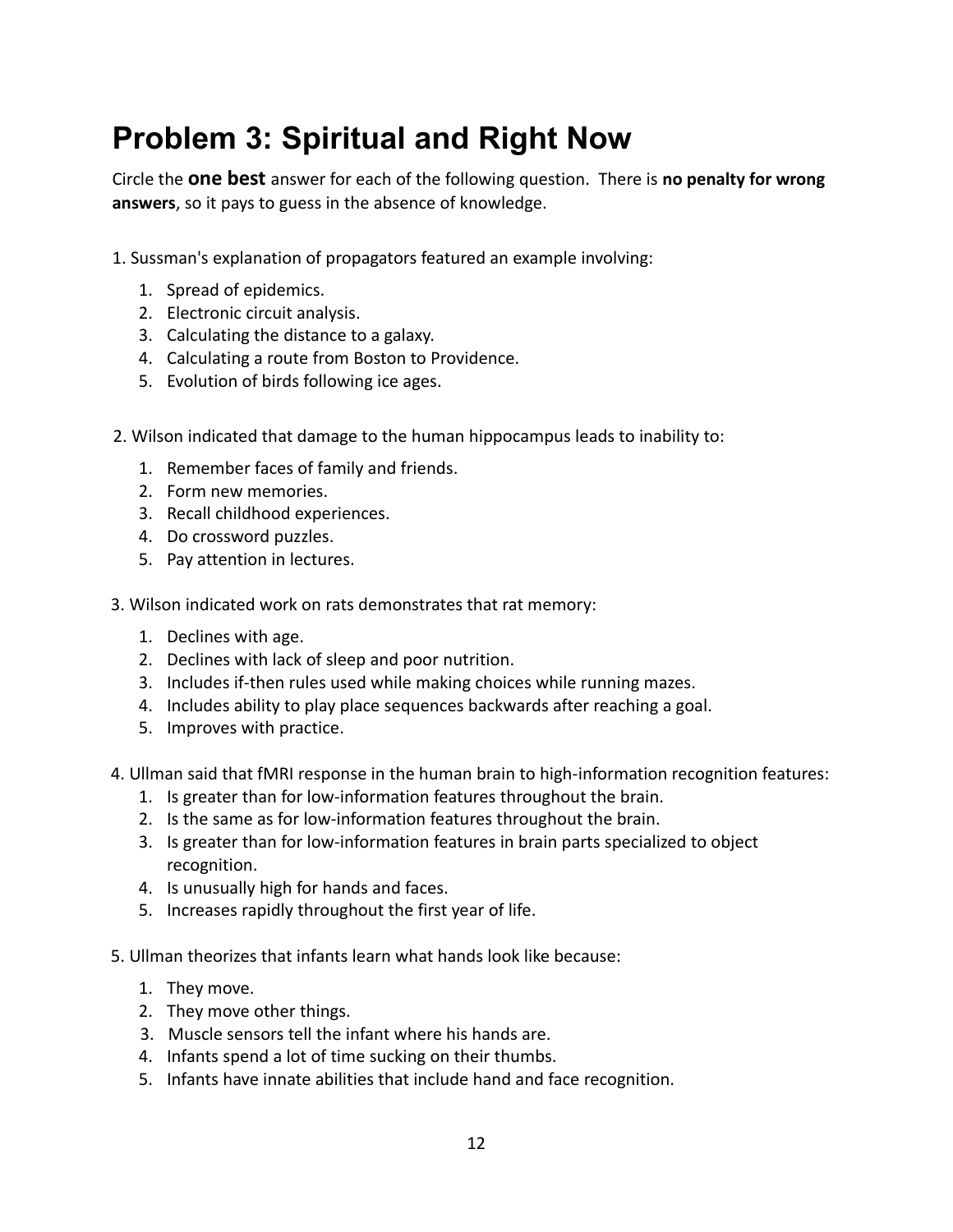# Problem 3: Spiritual and Right Now

Circle the **one best** answer for each of the following question. There is **no penalty for wrong answers**, so it pays to guess in the absence of knowledge.

1. Sussman's explanation of propagators featured an example involving:

   1. Spread of epidemics.
   2. Electronic circuit analysis.
   3. Calculating the distance to a galaxy.
   4. Calculating a route from Boston to Providence.
   5. Evolution of birds following ice ages.

2. Wilson indicated that damage to the human hippocampus leads to inability to:

   1. Remember faces of family and friends.
   2. Form new memories.
   3. Recall childhood experiences.
   4. Do crossword puzzles.
   5. Pay attention in lectures.

3. Wilson indicated work on rats demonstrates that rat memory:

   1. Declines with age.
   2. Declines with lack of sleep and poor nutrition.
   3. Includes if-then rules used while making choices while running mazes.
   4. Includes ability to play place sequences backwards after reaching a goal.
   5. Improves with practice.

4. Ullman said that fMRI response in the human brain to high-information recognition features:

   1. Is greater than for low-information features throughout the brain.
   2. Is the same as for low-information features throughout the brain.
   3. Is greater than for low-information features in brain parts specialized to object recognition.
   4. Is unusually high for hands and faces.
   5. Increases rapidly throughout the first year of life.

5. Ullman theorizes that infants learn what hands look like because:

   1. They move.
   2. They move other things.
   3. Muscle sensors tell the infant where his hands are.
   4. Infants spend a lot of time sucking on their thumbs.
   5. Infants have innate abilities that include hand and face recognition.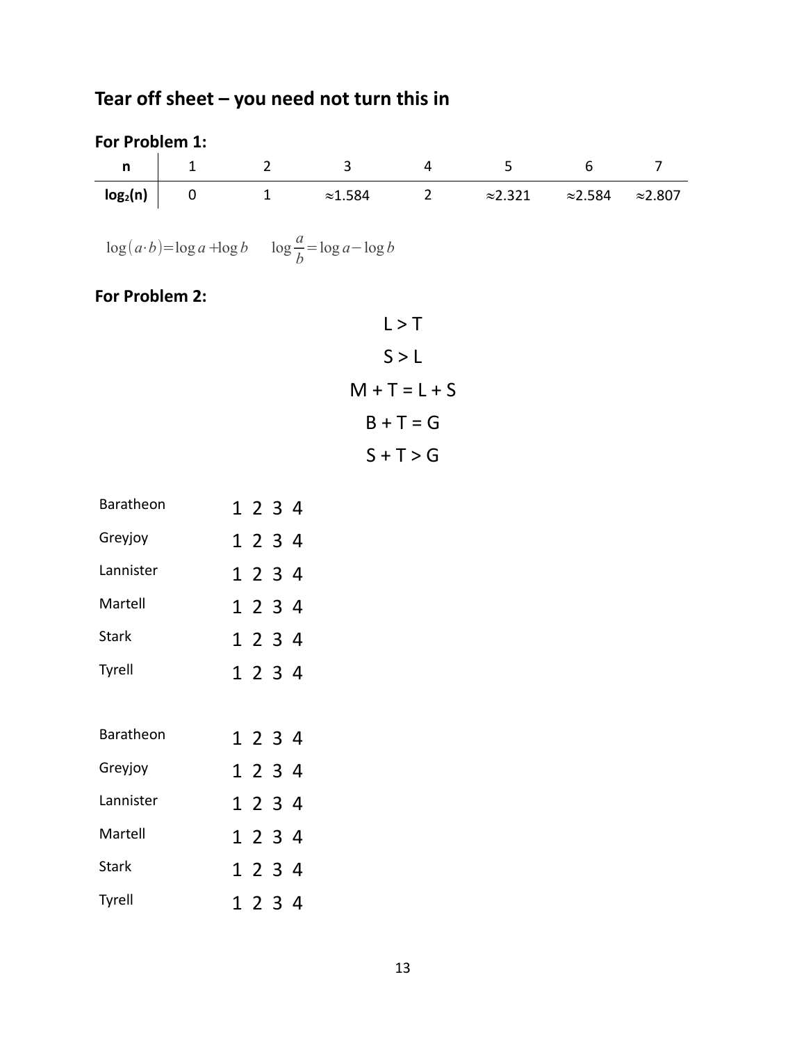## Tear off sheet – you need not turn this in

**For Problem 1:**

| **n** | 1 | 2 | 3 | 4 | 5 | 6 | 7 |
|---|---|---|---|---|---|---|---|
| **$\log_2(n)$** | 0 | 1 | ≈1.584 | 2 | ≈2.321 | ≈2.584 | ≈2.807 |

$\log(a \cdot b) = \log a + \log b \qquad \log \frac{a}{b} = \log a - \log b$

**For Problem 2:**

$$L > T$$

$$S > L$$

$$M + T = L + S$$

$$B + T = G$$

$$S + T > G$$

| | |
|---|---|
| Baratheon | 1 2 3 4 |
| Greyjoy | 1 2 3 4 |
| Lannister | 1 2 3 4 |
| Martell | 1 2 3 4 |
| Stark | 1 2 3 4 |
| Tyrell | 1 2 3 4 |

| | |
|---|---|
| Baratheon | 1 2 3 4 |
| Greyjoy | 1 2 3 4 |
| Lannister | 1 2 3 4 |
| Martell | 1 2 3 4 |
| Stark | 1 2 3 4 |
| Tyrell | 1 2 3 4 |